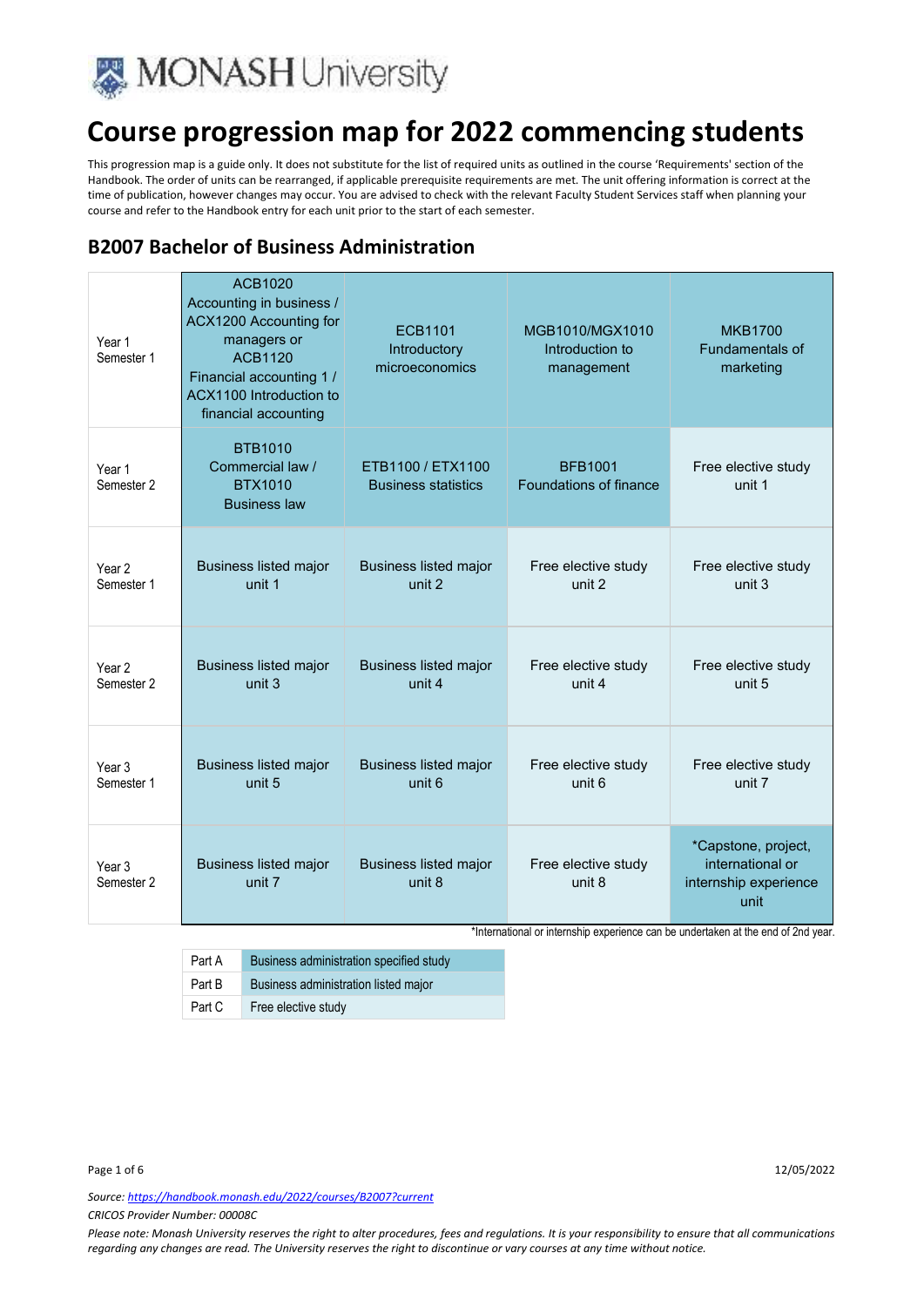# Course progression map for 2022 commencing students

This progression map is a guide only. It does not substitute for the list of required units as outlined in the course 'Requirements' section of the Handbook. The order of units can be rearranged, if applicable prerequisite requirements are met. The unit offering information is correct at the time of publication, however changes may occur. You are advised to check with the relevant Faculty Student Services staff when planning your course and refer to the Handbook entry for each unit prior to the start of each semester.

## B2007 Bachelor of Business Administration

| | | | | |
|---|---|---|---|---|
| Year 1 Semester 1 | ACB1020 Accounting in business / ACX1200 Accounting for managers or ACB1120 Financial accounting 1 / ACX1100 Introduction to financial accounting | ECB1101 Introductory microeconomics | MGB1010/MGX1010 Introduction to management | MKB1700 Fundamentals of marketing |
| Year 1 Semester 2 | BTB1010 Commercial law / BTX1010 Business law | ETB1100 / ETX1100 Business statistics | BFB1001 Foundations of finance | Free elective study unit 1 |
| Year 2 Semester 1 | Business listed major unit 1 | Business listed major unit 2 | Free elective study unit 2 | Free elective study unit 3 |
| Year 2 Semester 2 | Business listed major unit 3 | Business listed major unit 4 | Free elective study unit 4 | Free elective study unit 5 |
| Year 3 Semester 1 | Business listed major unit 5 | Business listed major unit 6 | Free elective study unit 6 | Free elective study unit 7 |
| Year 3 Semester 2 | Business listed major unit 7 | Business listed major unit 8 | Free elective study unit 8 | *Capstone, project, international or internship experience unit |

*International or internship experience can be undertaken at the end of 2nd year.

| | |
|---|---|
| Part A | Business administration specified study |
| Part B | Business administration listed major |
| Part C | Free elective study |

12/05/2022

*Source: https://handbook.monash.edu/2022/courses/B2007?current*

*CRICOS Provider Number: 00008C*

*Please note: Monash University reserves the right to alter procedures, fees and regulations. It is your responsibility to ensure that all communications regarding any changes are read. The University reserves the right to discontinue or vary courses at any time without notice.*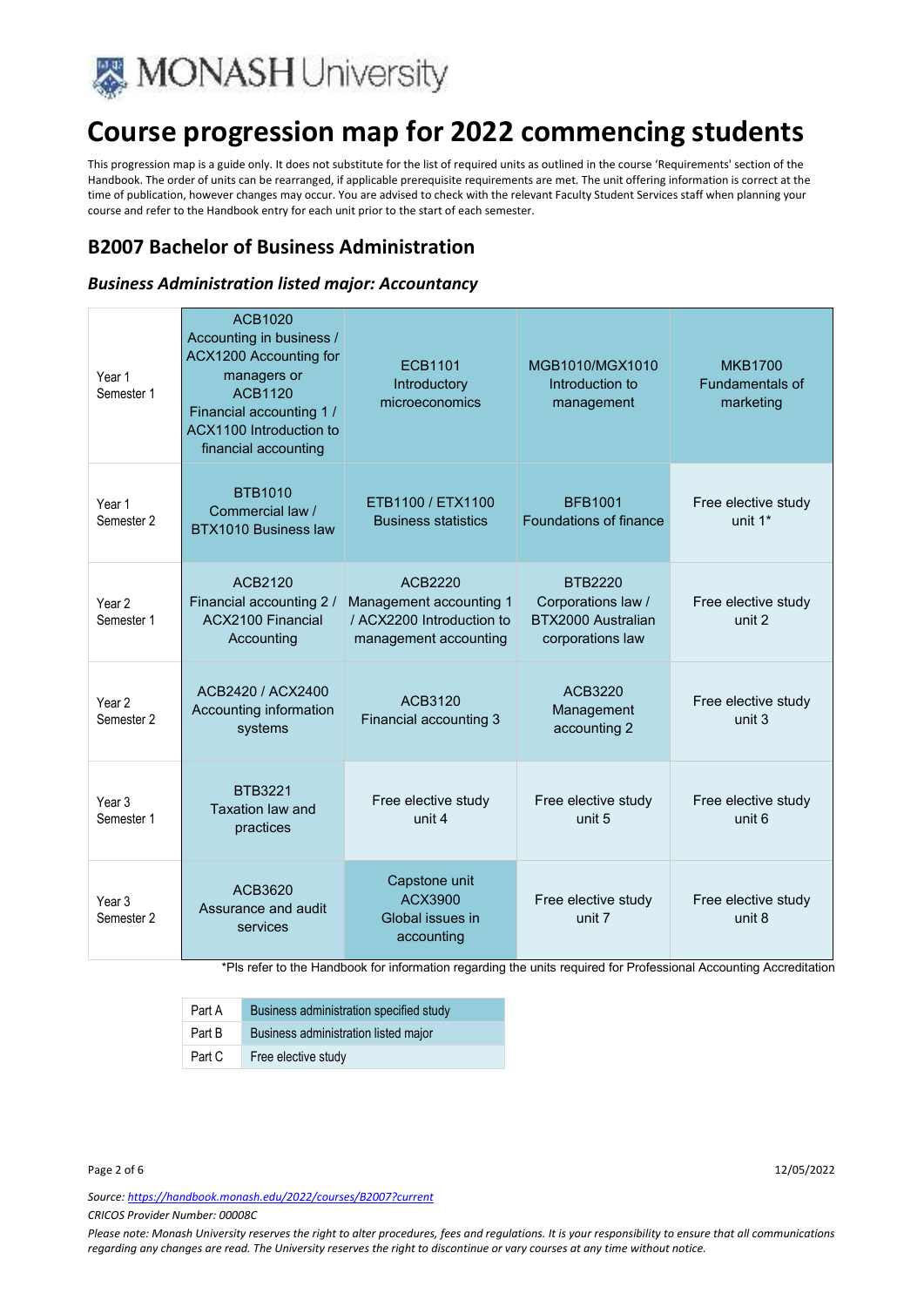# Course progression map for 2022 commencing students

This progression map is a guide only. It does not substitute for the list of required units as outlined in the course 'Requirements' section of the Handbook. The order of units can be rearranged, if applicable prerequisite requirements are met. The unit offering information is correct at the time of publication, however changes may occur. You are advised to check with the relevant Faculty Student Services staff when planning your course and refer to the Handbook entry for each unit prior to the start of each semester.

## B2007 Bachelor of Business Administration

### *Business Administration listed major: Accountancy*

| | | | | |
|---|---|---|---|---|
| Year 1 Semester 1 | ACB1020 Accounting in business / ACX1200 Accounting for managers or ACB1120 Financial accounting 1 / ACX1100 Introduction to financial accounting | ECB1101 Introductory microeconomics | MGB1010/MGX1010 Introduction to management | MKB1700 Fundamentals of marketing |
| Year 1 Semester 2 | BTB1010 Commercial law / BTX1010 Business law | ETB1100 / ETX1100 Business statistics | BFB1001 Foundations of finance | Free elective study unit 1* |
| Year 2 Semester 1 | ACB2120 Financial accounting 2 / ACX2100 Financial Accounting | ACB2220 Management accounting 1 / ACX2200 Introduction to management accounting | BTB2220 Corporations law / BTX2000 Australian corporations law | Free elective study unit 2 |
| Year 2 Semester 2 | ACB2420 / ACX2400 Accounting information systems | ACB3120 Financial accounting 3 | ACB3220 Management accounting 2 | Free elective study unit 3 |
| Year 3 Semester 1 | BTB3221 Taxation law and practices | Free elective study unit 4 | Free elective study unit 5 | Free elective study unit 6 |
| Year 3 Semester 2 | ACB3620 Assurance and audit services | Capstone unit ACX3900 Global issues in accounting | Free elective study unit 7 | Free elective study unit 8 |

*Pls refer to the Handbook for information regarding the units required for Professional Accounting Accreditation

| | |
|---|---|
| Part A | Business administration specified study |
| Part B | Business administration listed major |
| Part C | Free elective study |

*Source: https://handbook.monash.edu/2022/courses/B2007?current*

*CRICOS Provider Number: 00008C*

*Please note: Monash University reserves the right to alter procedures, fees and regulations. It is your responsibility to ensure that all communications regarding any changes are read. The University reserves the right to discontinue or vary courses at any time without notice.*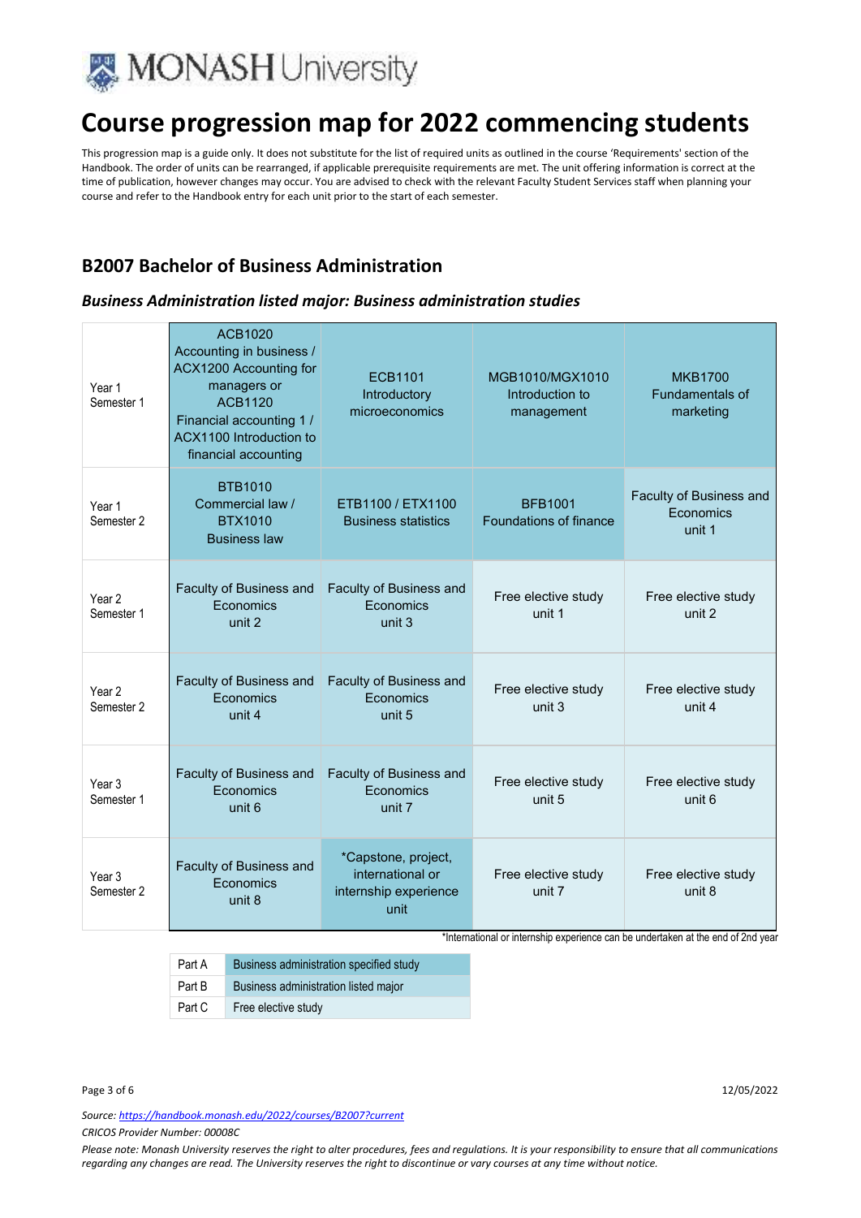# Course progression map for 2022 commencing students

This progression map is a guide only. It does not substitute for the list of required units as outlined in the course 'Requirements' section of the Handbook. The order of units can be rearranged, if applicable prerequisite requirements are met. The unit offering information is correct at the time of publication, however changes may occur. You are advised to check with the relevant Faculty Student Services staff when planning your course and refer to the Handbook entry for each unit prior to the start of each semester.

## B2007 Bachelor of Business Administration

### *Business Administration listed major: Business administration studies*

| | | | | |
|---|---|---|---|---|
| Year 1 Semester 1 | ACB1020 Accounting in business / ACX1200 Accounting for managers or ACB1120 Financial accounting 1 / ACX1100 Introduction to financial accounting | ECB1101 Introductory microeconomics | MGB1010/MGX1010 Introduction to management | MKB1700 Fundamentals of marketing |
| Year 1 Semester 2 | BTB1010 Commercial law / BTX1010 Business law | ETB1100 / ETX1100 Business statistics | BFB1001 Foundations of finance | Faculty of Business and Economics unit 1 |
| Year 2 Semester 1 | Faculty of Business and Economics unit 2 | Faculty of Business and Economics unit 3 | Free elective study unit 1 | Free elective study unit 2 |
| Year 2 Semester 2 | Faculty of Business and Economics unit 4 | Faculty of Business and Economics unit 5 | Free elective study unit 3 | Free elective study unit 4 |
| Year 3 Semester 1 | Faculty of Business and Economics unit 6 | Faculty of Business and Economics unit 7 | Free elective study unit 5 | Free elective study unit 6 |
| Year 3 Semester 2 | Faculty of Business and Economics unit 8 | *Capstone, project, international or internship experience unit | Free elective study unit 7 | Free elective study unit 8 |

*International or internship experience can be undertaken at the end of 2nd year

| | |
|---|---|
| Part A | Business administration specified study |
| Part B | Business administration listed major |
| Part C | Free elective study |

*Source: https://handbook.monash.edu/2022/courses/B2007?current*

*CRICOS Provider Number: 00008C*

*Please note: Monash University reserves the right to alter procedures, fees and regulations. It is your responsibility to ensure that all communications regarding any changes are read. The University reserves the right to discontinue or vary courses at any time without notice.*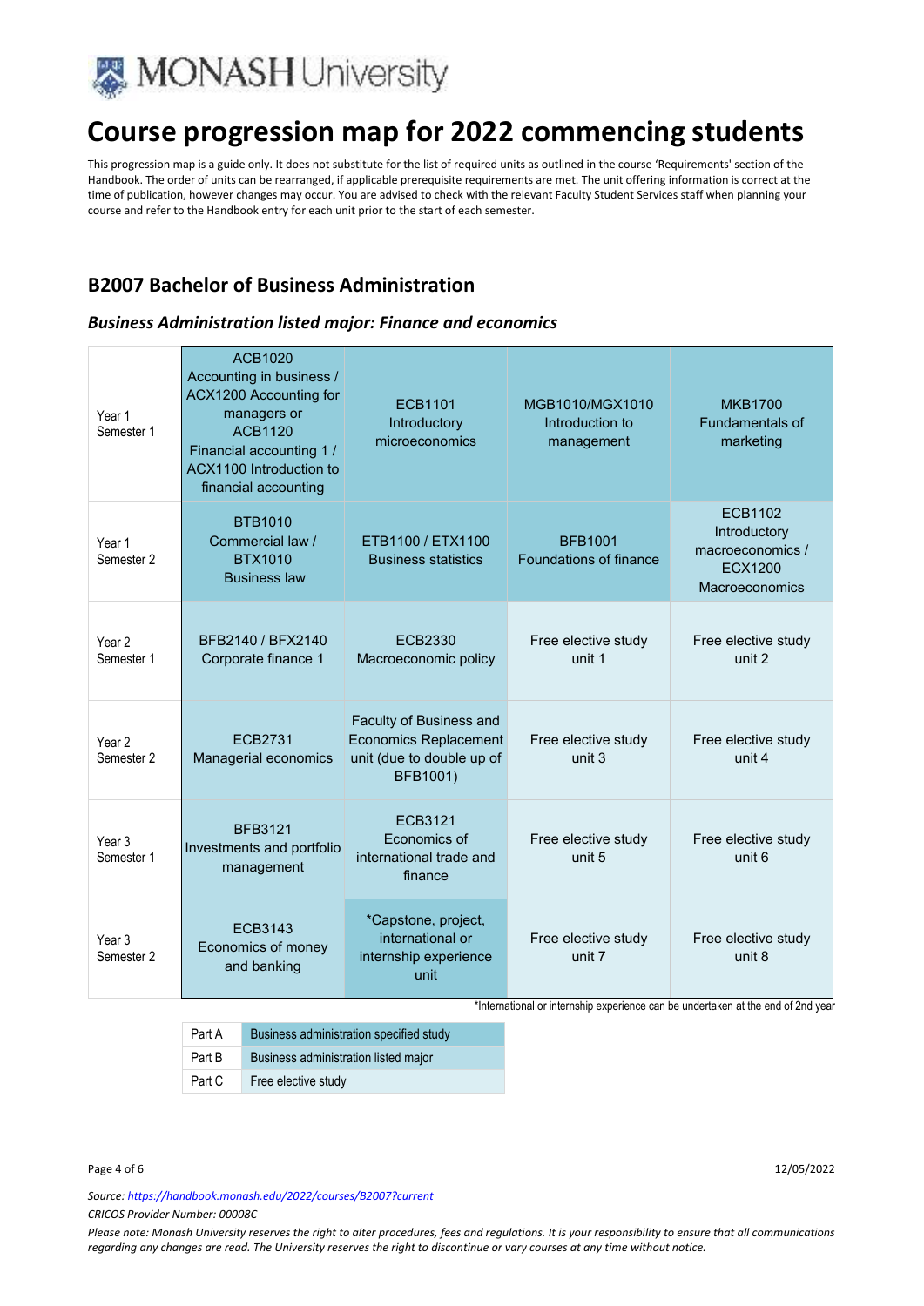MONASH University

# Course progression map for 2022 commencing students

This progression map is a guide only. It does not substitute for the list of required units as outlined in the course 'Requirements' section of the Handbook. The order of units can be rearranged, if applicable prerequisite requirements are met. The unit offering information is correct at the time of publication, however changes may occur. You are advised to check with the relevant Faculty Student Services staff when planning your course and refer to the Handbook entry for each unit prior to the start of each semester.

## B2007 Bachelor of Business Administration

### *Business Administration listed major: Finance and economics*

| | | | | |
|---|---|---|---|---|
| Year 1 Semester 1 | ACB1020 Accounting in business / ACX1200 Accounting for managers or ACB1120 Financial accounting 1 / ACX1100 Introduction to financial accounting | ECB1101 Introductory microeconomics | MGB1010/MGX1010 Introduction to management | MKB1700 Fundamentals of marketing |
| Year 1 Semester 2 | BTB1010 Commercial law / BTX1010 Business law | ETB1100 / ETX1100 Business statistics | BFB1001 Foundations of finance | ECB1102 Introductory macroeconomics / ECX1200 Macroeconomics |
| Year 2 Semester 1 | BFB2140 / BFX2140 Corporate finance 1 | ECB2330 Macroeconomic policy | Free elective study unit 1 | Free elective study unit 2 |
| Year 2 Semester 2 | ECB2731 Managerial economics | Faculty of Business and Economics Replacement unit (due to double up of BFB1001) | Free elective study unit 3 | Free elective study unit 4 |
| Year 3 Semester 1 | BFB3121 Investments and portfolio management | ECB3121 Economics of international trade and finance | Free elective study unit 5 | Free elective study unit 6 |
| Year 3 Semester 2 | ECB3143 Economics of money and banking | *Capstone, project, international or internship experience unit | Free elective study unit 7 | Free elective study unit 8 |

*International or internship experience can be undertaken at the end of 2nd year

| | |
|---|---|
| Part A | Business administration specified study |
| Part B | Business administration listed major |
| Part C | Free elective study |

12/05/2022

*Source: https://handbook.monash.edu/2022/courses/B2007?current*

*CRICOS Provider Number: 00008C*

*Please note: Monash University reserves the right to alter procedures, fees and regulations. It is your responsibility to ensure that all communications regarding any changes are read. The University reserves the right to discontinue or vary courses at any time without notice.*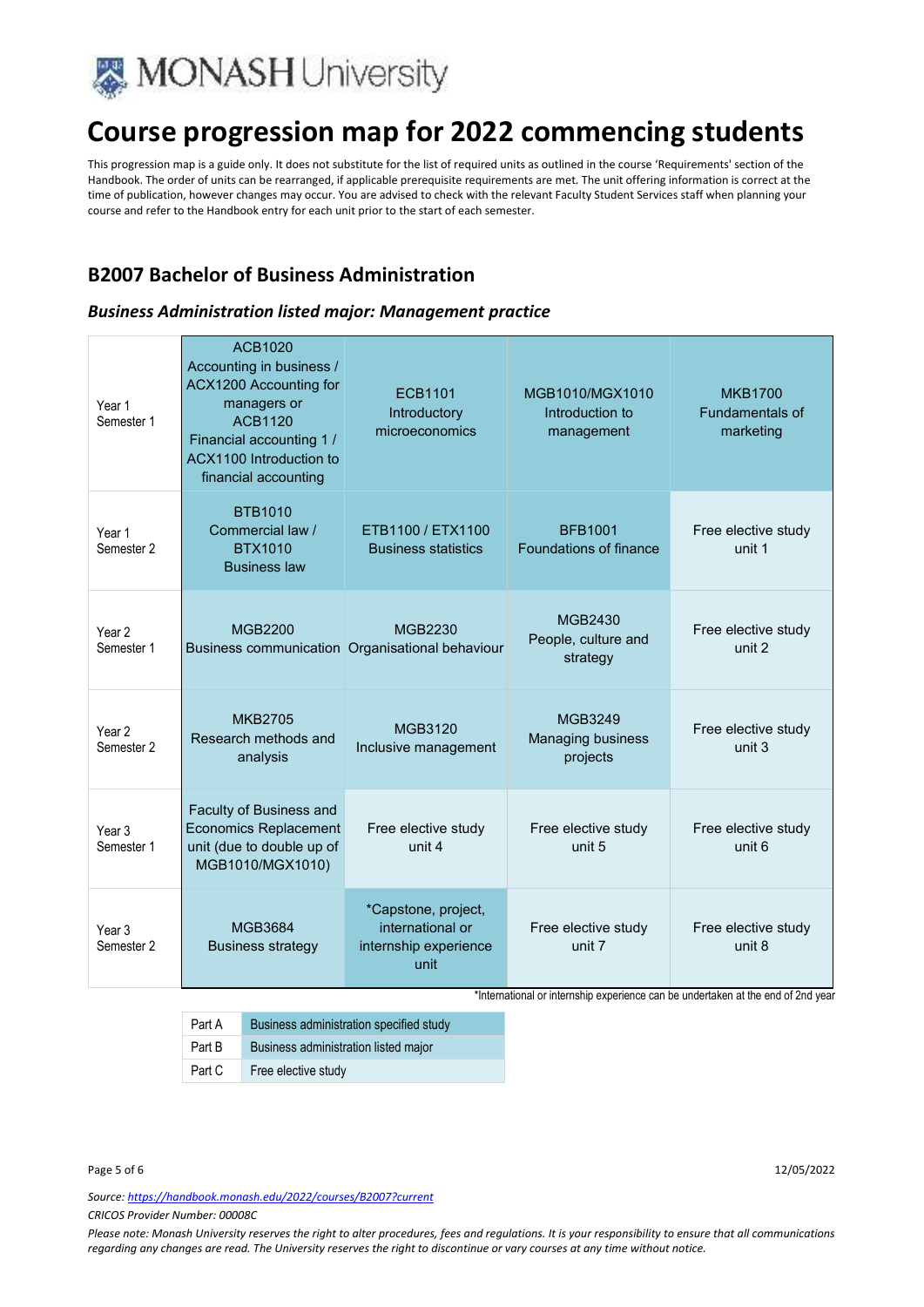# Course progression map for 2022 commencing students

This progression map is a guide only. It does not substitute for the list of required units as outlined in the course 'Requirements' section of the Handbook. The order of units can be rearranged, if applicable prerequisite requirements are met. The unit offering information is correct at the time of publication, however changes may occur. You are advised to check with the relevant Faculty Student Services staff when planning your course and refer to the Handbook entry for each unit prior to the start of each semester.

## B2007 Bachelor of Business Administration

### *Business Administration listed major: Management practice*

| | | | | |
|---|---|---|---|---|
| Year 1 Semester 1 | ACB1020 Accounting in business / ACX1200 Accounting for managers or ACB1120 Financial accounting 1 / ACX1100 Introduction to financial accounting | ECB1101 Introductory microeconomics | MGB1010/MGX1010 Introduction to management | MKB1700 Fundamentals of marketing |
| Year 1 Semester 2 | BTB1010 Commercial law / BTX1010 Business law | ETB1100 / ETX1100 Business statistics | BFB1001 Foundations of finance | Free elective study unit 1 |
| Year 2 Semester 1 | MGB2200 Business communication | MGB2230 Organisational behaviour | MGB2430 People, culture and strategy | Free elective study unit 2 |
| Year 2 Semester 2 | MKB2705 Research methods and analysis | MGB3120 Inclusive management | MGB3249 Managing business projects | Free elective study unit 3 |
| Year 3 Semester 1 | Faculty of Business and Economics Replacement unit (due to double up of MGB1010/MGX1010) | Free elective study unit 4 | Free elective study unit 5 | Free elective study unit 6 |
| Year 3 Semester 2 | MGB3684 Business strategy | *Capstone, project, international or internship experience unit | Free elective study unit 7 | Free elective study unit 8 |

*International or internship experience can be undertaken at the end of 2nd year

| | |
|---|---|
| Part A | Business administration specified study |
| Part B | Business administration listed major |
| Part C | Free elective study |

12/05/2022

*Source: https://handbook.monash.edu/2022/courses/B2007?current*

*CRICOS Provider Number: 00008C*

*Please note: Monash University reserves the right to alter procedures, fees and regulations. It is your responsibility to ensure that all communications regarding any changes are read. The University reserves the right to discontinue or vary courses at any time without notice.*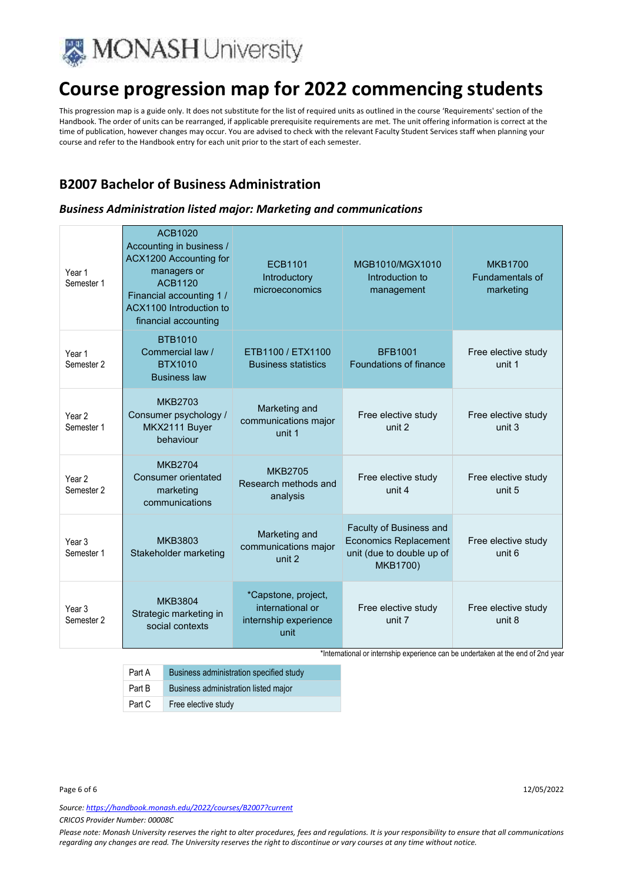# Course progression map for 2022 commencing students

This progression map is a guide only. It does not substitute for the list of required units as outlined in the course 'Requirements' section of the Handbook. The order of units can be rearranged, if applicable prerequisite requirements are met. The unit offering information is correct at the time of publication, however changes may occur. You are advised to check with the relevant Faculty Student Services staff when planning your course and refer to the Handbook entry for each unit prior to the start of each semester.

## B2007 Bachelor of Business Administration

### *Business Administration listed major: Marketing and communications*

| | | | | |
|---|---|---|---|---|
| Year 1 Semester 1 | ACB1020 Accounting in business / ACX1200 Accounting for managers or ACB1120 Financial accounting 1 / ACX1100 Introduction to financial accounting | ECB1101 Introductory microeconomics | MGB1010/MGX1010 Introduction to management | MKB1700 Fundamentals of marketing |
| Year 1 Semester 2 | BTB1010 Commercial law / BTX1010 Business law | ETB1100 / ETX1100 Business statistics | BFB1001 Foundations of finance | Free elective study unit 1 |
| Year 2 Semester 1 | MKB2703 Consumer psychology / MKX2111 Buyer behaviour | Marketing and communications major unit 1 | Free elective study unit 2 | Free elective study unit 3 |
| Year 2 Semester 2 | MKB2704 Consumer orientated marketing communications | MKB2705 Research methods and analysis | Free elective study unit 4 | Free elective study unit 5 |
| Year 3 Semester 1 | MKB3803 Stakeholder marketing | Marketing and communications major unit 2 | Faculty of Business and Economics Replacement unit (due to double up of MKB1700) | Free elective study unit 6 |
| Year 3 Semester 2 | MKB3804 Strategic marketing in social contexts | *Capstone, project, international or internship experience unit | Free elective study unit 7 | Free elective study unit 8 |

*International or internship experience can be undertaken at the end of 2nd year

| | |
|---|---|
| Part A | Business administration specified study |
| Part B | Business administration listed major |
| Part C | Free elective study |

12/05/2022

*Source: https://handbook.monash.edu/2022/courses/B2007?current*

*CRICOS Provider Number: 00008C*

*Please note: Monash University reserves the right to alter procedures, fees and regulations. It is your responsibility to ensure that all communications regarding any changes are read. The University reserves the right to discontinue or vary courses at any time without notice.*